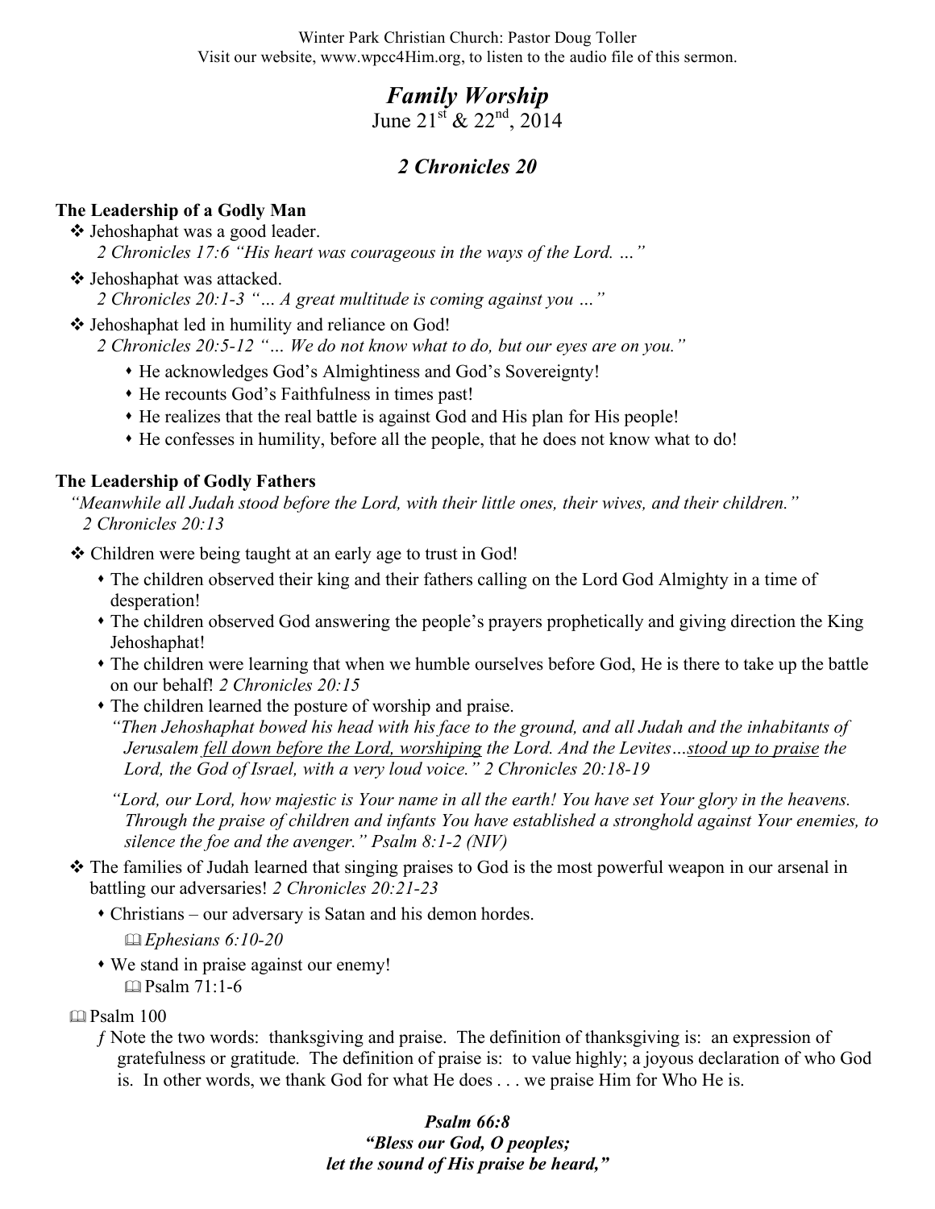Winter Park Christian Church: Pastor Doug Toller
Visit our website, www.wpcc4Him.org, to listen to the audio file of this sermon.

# *Family Worship*

June 21st & 22nd, 2014

## *2 Christianicles 20*

**The Leadership of a Godly Man**

- Jehoshaphat was a good leader.
  *2 Chronicles 17:6 "His heart was courageous in the ways of the Lord. …"*
- Jehoshaphat was attacked.
  *2 Chronicles 20:1-3 "… A great multitude is coming against you …"*
- Jehoshaphat led in humility and reliance on God!
  *2 Chronicles 20:5-12 "… We do not know what to do, but our eyes are on you."*
  - He acknowledges God's Almightiness and God's Sovereignty!
  - He recounts God's Faithfulness in times past!
  - He realizes that the real battle is against God and His plan for His people!
  - He confesses in humility, before all the people, that he does not know what to do!

**The Leadership of Godly Fathers**

*"Meanwhile all Judah stood before the Lord, with their little ones, their wives, and their children." 2 Chronicles 20:13*

- Children were being taught at an early age to trust in God!
  - The children observed their king and their fathers calling on the Lord God Almighty in a time of desperation!
  - The children observed God answering the people's prayers prophetically and giving direction the King Jehoshaphat!
  - The children were learning that when we humble ourselves before God, He is there to take up the battle on our behalf! *2 Chronicles 20:15*
  - The children learned the posture of worship and praise.
    *"Then Jehoshaphat bowed his head with his face to the ground, and all Judah and the inhabitants of Jerusalem <u>fell down before the Lord, worshiping</u> the Lord. And the Levites…<u>stood up to praise</u> the Lord, the God of Israel, with a very loud voice." 2 Chronicles 20:18-19*

    *"Lord, our Lord, how majestic is Your name in all the earth! You have set Your glory in the heavens. Through the praise of children and infants You have established a stronghold against Your enemies, to silence the foe and the avenger." Psalm 8:1-2 (NIV)*
- The families of Judah learned that singing praises to God is the most powerful weapon in our arsenal in battling our adversaries! *2 Chronicles 20:21-23*
  - Christians – our adversary is Satan and his demon hordes.
    📖 *Ephesians 6:10-20*
  - We stand in praise against our enemy!
    📖 Psalm 71:1-6

📖 Psalm 100

- Note the two words: thanksgiving and praise. The definition of thanksgiving is: an expression of gratefulness or gratitude. The definition of praise is: to value highly; a joyous declaration of who God is. In other words, we thank God for what He does . . . we praise Him for Who He is.

***Psalm 66:8***
***"Bless our God, O peoples;***
***let the sound of His praise be heard,"***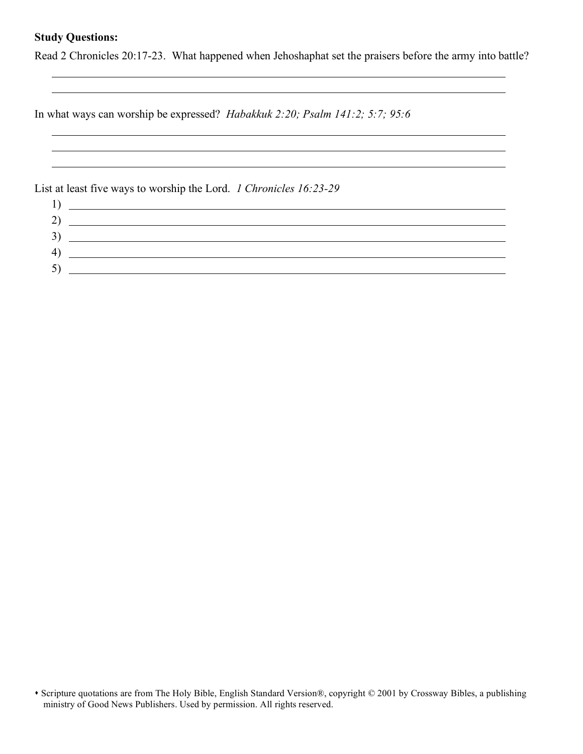**Study Questions:**

Read 2 Chronicles 20:17-23. What happened when Jehoshaphat set the praisers before the army into battle?

\_\_\_\_\_\_\_\_\_\_\_\_\_\_\_\_\_\_\_\_\_\_\_\_\_\_\_\_\_\_\_\_\_\_\_\_\_\_\_\_\_\_\_\_\_\_\_\_\_\_\_\_\_\_\_\_\_\_\_\_\_\_\_\_\_\_\_\_\_\_

\_\_\_\_\_\_\_\_\_\_\_\_\_\_\_\_\_\_\_\_\_\_\_\_\_\_\_\_\_\_\_\_\_\_\_\_\_\_\_\_\_\_\_\_\_\_\_\_\_\_\_\_\_\_\_\_\_\_\_\_\_\_\_\_\_\_\_\_\_\_

In what ways can worship be expressed? *Habakkuk 2:20; Psalm 141:2; 5:7; 95:6*

\_\_\_\_\_\_\_\_\_\_\_\_\_\_\_\_\_\_\_\_\_\_\_\_\_\_\_\_\_\_\_\_\_\_\_\_\_\_\_\_\_\_\_\_\_\_\_\_\_\_\_\_\_\_\_\_\_\_\_\_\_\_\_\_\_\_\_\_\_\_

\_\_\_\_\_\_\_\_\_\_\_\_\_\_\_\_\_\_\_\_\_\_\_\_\_\_\_\_\_\_\_\_\_\_\_\_\_\_\_\_\_\_\_\_\_\_\_\_\_\_\_\_\_\_\_\_\_\_\_\_\_\_\_\_\_\_\_\_\_\_

\_\_\_\_\_\_\_\_\_\_\_\_\_\_\_\_\_\_\_\_\_\_\_\_\_\_\_\_\_\_\_\_\_\_\_\_\_\_\_\_\_\_\_\_\_\_\_\_\_\_\_\_\_\_\_\_\_\_\_\_\_\_\_\_\_\_\_\_\_\_

List at least five ways to worship the Lord. *1 Chronicles 16:23-29*

1) \_\_\_\_\_\_\_\_\_\_\_\_\_\_\_\_\_\_\_\_\_\_\_\_\_\_\_\_\_\_\_\_\_\_\_\_\_\_\_\_\_\_\_\_\_\_\_\_\_\_\_\_\_\_\_\_\_\_\_\_\_\_\_\_\_\_
2) \_\_\_\_\_\_\_\_\_\_\_\_\_\_\_\_\_\_\_\_\_\_\_\_\_\_\_\_\_\_\_\_\_\_\_\_\_\_\_\_\_\_\_\_\_\_\_\_\_\_\_\_\_\_\_\_\_\_\_\_\_\_\_\_\_\_
3) \_\_\_\_\_\_\_\_\_\_\_\_\_\_\_\_\_\_\_\_\_\_\_\_\_\_\_\_\_\_\_\_\_\_\_\_\_\_\_\_\_\_\_\_\_\_\_\_\_\_\_\_\_\_\_\_\_\_\_\_\_\_\_\_\_\_
4) \_\_\_\_\_\_\_\_\_\_\_\_\_\_\_\_\_\_\_\_\_\_\_\_\_\_\_\_\_\_\_\_\_\_\_\_\_\_\_\_\_\_\_\_\_\_\_\_\_\_\_\_\_\_\_\_\_\_\_\_\_\_\_\_\_\_
5) \_\_\_\_\_\_\_\_\_\_\_\_\_\_\_\_\_\_\_\_\_\_\_\_\_\_\_\_\_\_\_\_\_\_\_\_\_\_\_\_\_\_\_\_\_\_\_\_\_\_\_\_\_\_\_\_\_\_\_\_\_\_\_\_\_\_

⬧ Scripture quotations are from The Holy Bible, English Standard Version®, copyright © 2001 by Crossway Bibles, a publishing ministry of Good News Publishers. Used by permission. All rights reserved.